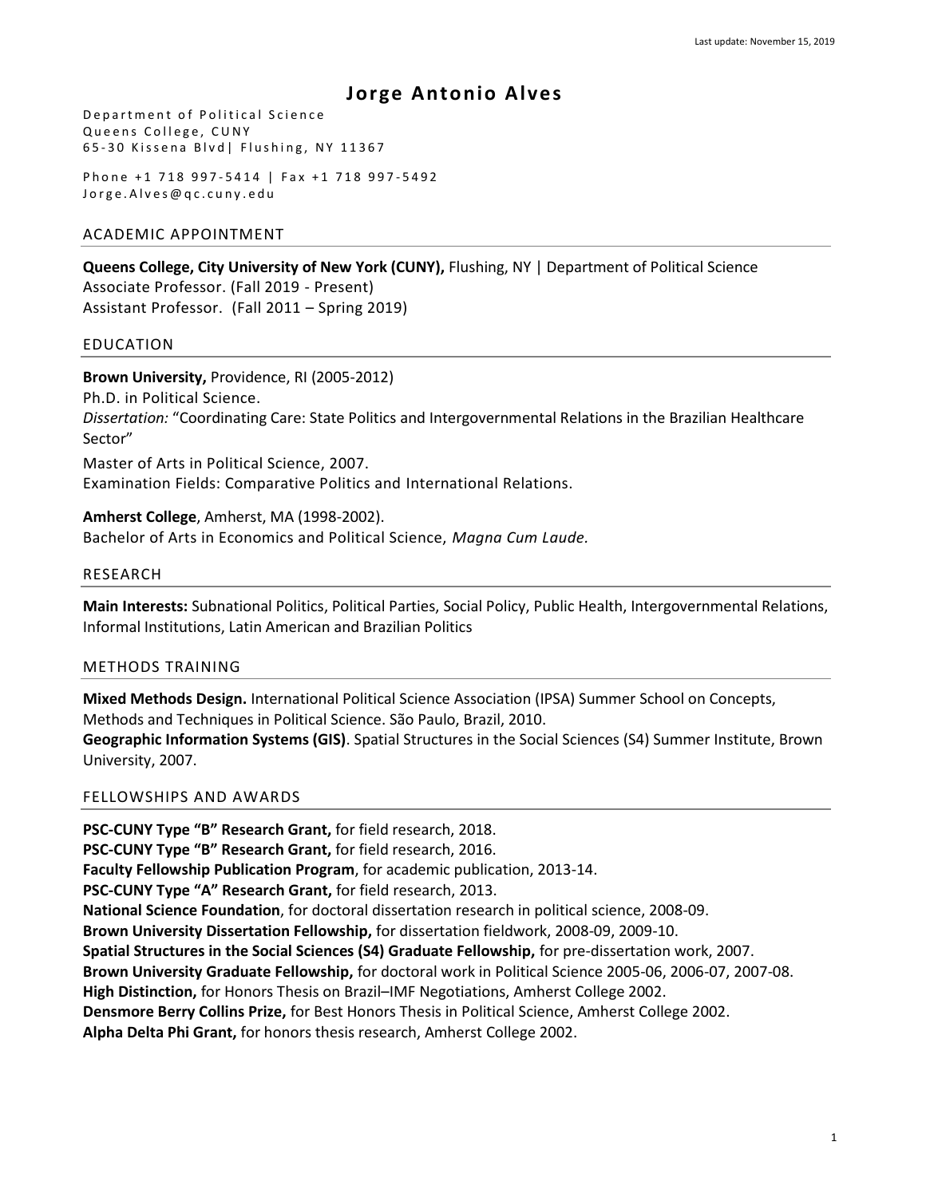Last update: November 15, 2019

# Jorge Antonio Alves

Department of Political Science
Queens College, CUNY
65-30 Kissena Blvd| Flushing, NY 11367

Phone +1 718 997-5414 | Fax +1 718 997-5492
Jorge.Alves@qc.cuny.edu

## ACADEMIC APPOINTMENT

**Queens College, City University of New York (CUNY),** Flushing, NY | Department of Political Science
Associate Professor. (Fall 2019 - Present)
Assistant Professor. (Fall 2011 – Spring 2019)

## EDUCATION

**Brown University,** Providence, RI (2005-2012)
Ph.D. in Political Science.
*Dissertation:* "Coordinating Care: State Politics and Intergovernmental Relations in the Brazilian Healthcare Sector"

Master of Arts in Political Science, 2007.
Examination Fields: Comparative Politics and International Relations.

**Amherst College**, Amherst, MA (1998-2002).
Bachelor of Arts in Economics and Political Science, *Magna Cum Laude.*

## RESEARCH

**Main Interests:** Subnational Politics, Political Parties, Social Policy, Public Health, Intergovernmental Relations, Informal Institutions, Latin American and Brazilian Politics

## METHODS TRAINING

**Mixed Methods Design.** International Political Science Association (IPSA) Summer School on Concepts, Methods and Techniques in Political Science. São Paulo, Brazil, 2010.
**Geographic Information Systems (GIS)**. Spatial Structures in the Social Sciences (S4) Summer Institute, Brown University, 2007.

## FELLOWSHIPS AND AWARDS

**PSC-CUNY Type "B" Research Grant,** for field research, 2018.
**PSC-CUNY Type "B" Research Grant,** for field research, 2016.
**Faculty Fellowship Publication Program**, for academic publication, 2013-14.
**PSC-CUNY Type "A" Research Grant,** for field research, 2013.
**National Science Foundation**, for doctoral dissertation research in political science, 2008-09.
**Brown University Dissertation Fellowship,** for dissertation fieldwork, 2008-09, 2009-10.
**Spatial Structures in the Social Sciences (S4) Graduate Fellowship,** for pre-dissertation work, 2007.
**Brown University Graduate Fellowship,** for doctoral work in Political Science 2005-06, 2006-07, 2007-08.
**High Distinction,** for Honors Thesis on Brazil–IMF Negotiations, Amherst College 2002.
**Densmore Berry Collins Prize,** for Best Honors Thesis in Political Science, Amherst College 2002.
**Alpha Delta Phi Grant,** for honors thesis research, Amherst College 2002.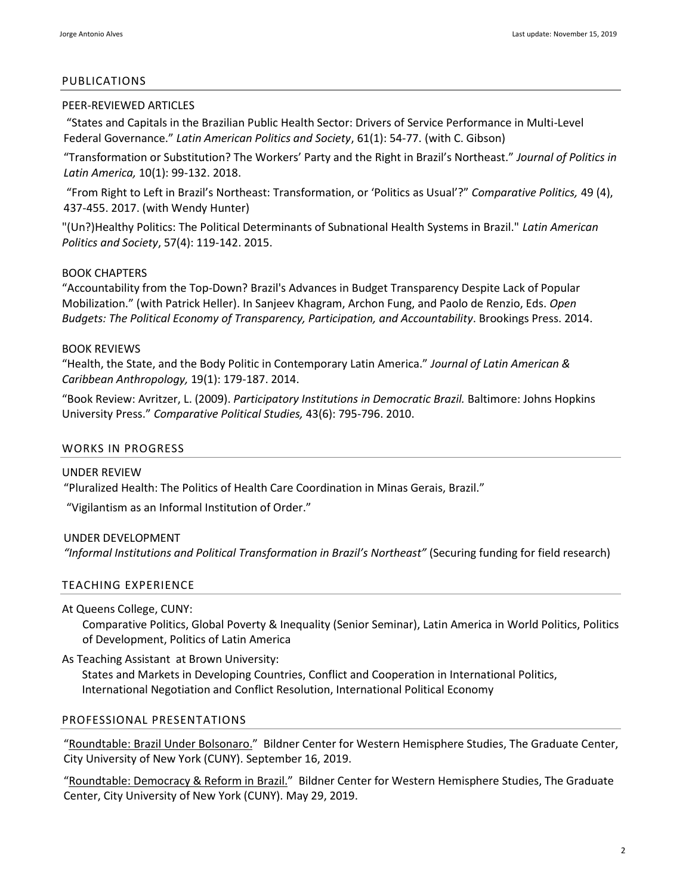## PUBLICATIONS

### PEER-REVIEWED ARTICLES

"States and Capitals in the Brazilian Public Health Sector: Drivers of Service Performance in Multi-Level Federal Governance." *Latin American Politics and Society*, 61(1): 54-77. (with C. Gibson)

"Transformation or Substitution? The Workers' Party and the Right in Brazil's Northeast." *Journal of Politics in Latin America,* 10(1): 99-132. 2018.

"From Right to Left in Brazil's Northeast: Transformation, or 'Politics as Usual'?" *Comparative Politics,* 49 (4), 437-455. 2017. (with Wendy Hunter)

"(Un?)Healthy Politics: The Political Determinants of Subnational Health Systems in Brazil." *Latin American Politics and Society*, 57(4): 119-142. 2015.

### BOOK CHAPTERS

"Accountability from the Top-Down? Brazil's Advances in Budget Transparency Despite Lack of Popular Mobilization." (with Patrick Heller). In Sanjeev Khagram, Archon Fung, and Paolo de Renzio, Eds. *Open Budgets: The Political Economy of Transparency, Participation, and Accountability*. Brookings Press. 2014.

### BOOK REVIEWS

"Health, the State, and the Body Politic in Contemporary Latin America." *Journal of Latin American & Caribbean Anthropology,* 19(1): 179-187. 2014.

"Book Review: Avritzer, L. (2009). *Participatory Institutions in Democratic Brazil.* Baltimore: Johns Hopkins University Press." *Comparative Political Studies,* 43(6): 795-796. 2010.

## WORKS IN PROGRESS

### UNDER REVIEW

"Pluralized Health: The Politics of Health Care Coordination in Minas Gerais, Brazil."

"Vigilantism as an Informal Institution of Order."

### UNDER DEVELOPMENT

*"Informal Institutions and Political Transformation in Brazil's Northeast"* (Securing funding for field research)

## TEACHING EXPERIENCE

At Queens College, CUNY:

Comparative Politics, Global Poverty & Inequality (Senior Seminar), Latin America in World Politics, Politics of Development, Politics of Latin America

As Teaching Assistant at Brown University:

States and Markets in Developing Countries, Conflict and Cooperation in International Politics, International Negotiation and Conflict Resolution, International Political Economy

## PROFESSIONAL PRESENTATIONS

"Roundtable: Brazil Under Bolsonaro." Bildner Center for Western Hemisphere Studies, The Graduate Center, City University of New York (CUNY). September 16, 2019.

"Roundtable: Democracy & Reform in Brazil." Bildner Center for Western Hemisphere Studies, The Graduate Center, City University of New York (CUNY). May 29, 2019.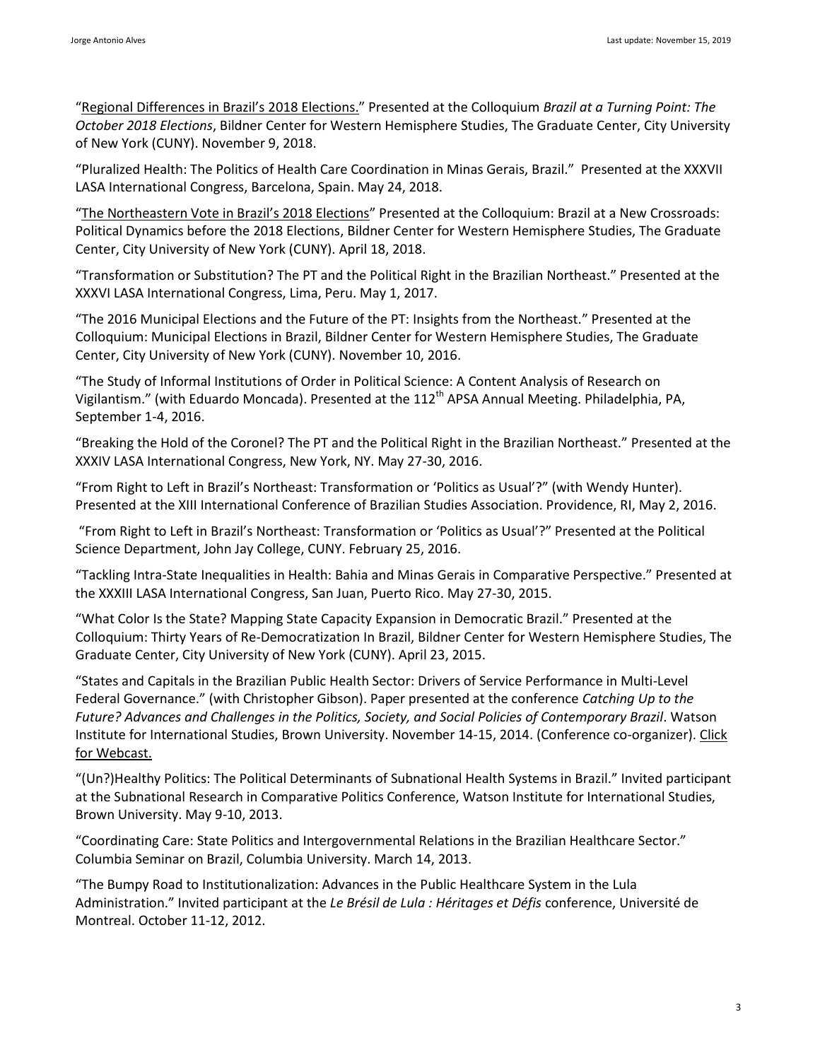"Regional Differences in Brazil's 2018 Elections." Presented at the Colloquium *Brazil at a Turning Point: The October 2018 Elections*, Bildner Center for Western Hemisphere Studies, The Graduate Center, City University of New York (CUNY). November 9, 2018.

"Pluralized Health: The Politics of Health Care Coordination in Minas Gerais, Brazil." Presented at the XXXVII LASA International Congress, Barcelona, Spain. May 24, 2018.

"The Northeastern Vote in Brazil's 2018 Elections" Presented at the Colloquium: Brazil at a New Crossroads: Political Dynamics before the 2018 Elections, Bildner Center for Western Hemisphere Studies, The Graduate Center, City University of New York (CUNY). April 18, 2018.

"Transformation or Substitution? The PT and the Political Right in the Brazilian Northeast." Presented at the XXXVI LASA International Congress, Lima, Peru. May 1, 2017.

"The 2016 Municipal Elections and the Future of the PT: Insights from the Northeast." Presented at the Colloquium: Municipal Elections in Brazil, Bildner Center for Western Hemisphere Studies, The Graduate Center, City University of New York (CUNY). November 10, 2016.

"The Study of Informal Institutions of Order in Political Science: A Content Analysis of Research on Vigilantism." (with Eduardo Moncada). Presented at the 112th APSA Annual Meeting. Philadelphia, PA, September 1-4, 2016.

"Breaking the Hold of the Coronel? The PT and the Political Right in the Brazilian Northeast." Presented at the XXXIV LASA International Congress, New York, NY. May 27-30, 2016.

"From Right to Left in Brazil's Northeast: Transformation or 'Politics as Usual'?" (with Wendy Hunter). Presented at the XIII International Conference of Brazilian Studies Association. Providence, RI, May 2, 2016.

"From Right to Left in Brazil's Northeast: Transformation or 'Politics as Usual'?" Presented at the Political Science Department, John Jay College, CUNY. February 25, 2016.

"Tackling Intra-State Inequalities in Health: Bahia and Minas Gerais in Comparative Perspective." Presented at the XXXIII LASA International Congress, San Juan, Puerto Rico. May 27-30, 2015.

"What Color Is the State? Mapping State Capacity Expansion in Democratic Brazil." Presented at the Colloquium: Thirty Years of Re-Democratization In Brazil, Bildner Center for Western Hemisphere Studies, The Graduate Center, City University of New York (CUNY). April 23, 2015.

"States and Capitals in the Brazilian Public Health Sector: Drivers of Service Performance in Multi-Level Federal Governance." (with Christopher Gibson). Paper presented at the conference *Catching Up to the Future? Advances and Challenges in the Politics, Society, and Social Policies of Contemporary Brazil*. Watson Institute for International Studies, Brown University. November 14-15, 2014. (Conference co-organizer). Click for Webcast.

"(Un?)Healthy Politics: The Political Determinants of Subnational Health Systems in Brazil." Invited participant at the Subnational Research in Comparative Politics Conference, Watson Institute for International Studies, Brown University. May 9-10, 2013.

"Coordinating Care: State Politics and Intergovernmental Relations in the Brazilian Healthcare Sector." Columbia Seminar on Brazil, Columbia University. March 14, 2013.

"The Bumpy Road to Institutionalization: Advances in the Public Healthcare System in the Lula Administration." Invited participant at the *Le Brésil de Lula : Héritages et Défis* conference, Université de Montreal. October 11-12, 2012.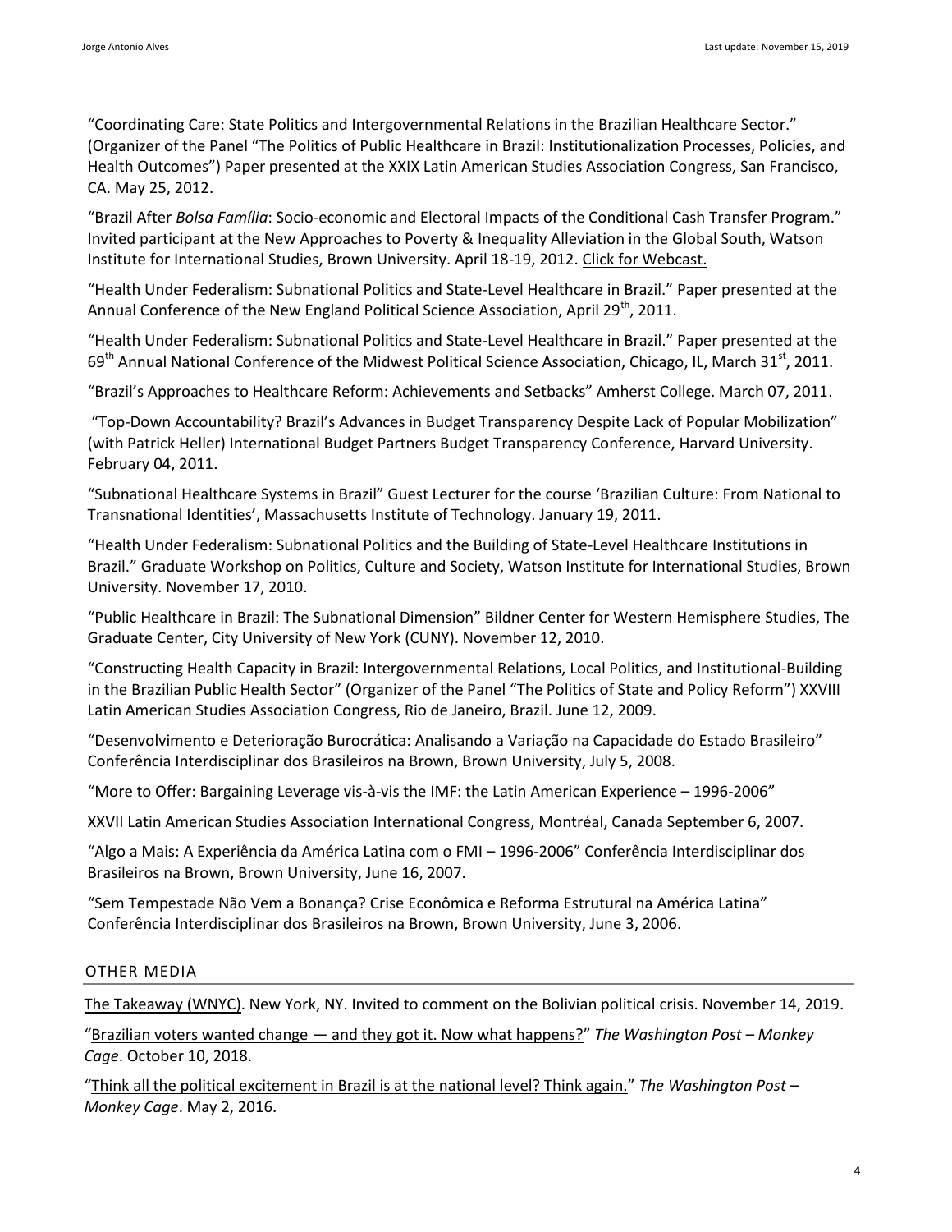“Coordinating Care: State Politics and Intergovernmental Relations in the Brazilian Healthcare Sector.” (Organizer of the Panel “The Politics of Public Healthcare in Brazil: Institutionalization Processes, Policies, and Health Outcomes”) Paper presented at the XXIX Latin American Studies Association Congress, San Francisco, CA. May 25, 2012.

“Brazil After *Bolsa Família*: Socio-economic and Electoral Impacts of the Conditional Cash Transfer Program.” Invited participant at the New Approaches to Poverty & Inequality Alleviation in the Global South, Watson Institute for International Studies, Brown University. April 18-19, 2012. Click for Webcast.

“Health Under Federalism: Subnational Politics and State-Level Healthcare in Brazil.” Paper presented at the Annual Conference of the New England Political Science Association, April 29th, 2011.

“Health Under Federalism: Subnational Politics and State-Level Healthcare in Brazil.” Paper presented at the 69th Annual National Conference of the Midwest Political Science Association, Chicago, IL, March 31st, 2011.

“Brazil’s Approaches to Healthcare Reform: Achievements and Setbacks” Amherst College. March 07, 2011.

“Top-Down Accountability? Brazil’s Advances in Budget Transparency Despite Lack of Popular Mobilization” (with Patrick Heller) International Budget Partners Budget Transparency Conference, Harvard University. February 04, 2011.

“Subnational Healthcare Systems in Brazil” Guest Lecturer for the course ‘Brazilian Culture: From National to Transnational Identities’, Massachusetts Institute of Technology. January 19, 2011.

“Health Under Federalism: Subnational Politics and the Building of State-Level Healthcare Institutions in Brazil.” Graduate Workshop on Politics, Culture and Society, Watson Institute for International Studies, Brown University. November 17, 2010.

“Public Healthcare in Brazil: The Subnational Dimension” Bildner Center for Western Hemisphere Studies, The Graduate Center, City University of New York (CUNY). November 12, 2010.

“Constructing Health Capacity in Brazil: Intergovernmental Relations, Local Politics, and Institutional-Building in the Brazilian Public Health Sector” (Organizer of the Panel “The Politics of State and Policy Reform”) XXVIII Latin American Studies Association Congress, Rio de Janeiro, Brazil. June 12, 2009.

“Desenvolvimento e Deterioração Burocrática: Analisando a Variação na Capacidade do Estado Brasileiro” Conferência Interdisciplinar dos Brasileiros na Brown, Brown University, July 5, 2008.

“More to Offer: Bargaining Leverage vis-à-vis the IMF: the Latin American Experience – 1996-2006”

XXVII Latin American Studies Association International Congress, Montréal, Canada September 6, 2007.

“Algo a Mais: A Experiência da América Latina com o FMI – 1996-2006” Conferência Interdisciplinar dos Brasileiros na Brown, Brown University, June 16, 2007.

“Sem Tempestade Não Vem a Bonança? Crise Econômica e Reforma Estrutural na América Latina” Conferência Interdisciplinar dos Brasileiros na Brown, Brown University, June 3, 2006.

## OTHER MEDIA

The Takeaway (WNYC). New York, NY. Invited to comment on the Bolivian political crisis. November 14, 2019.

“Brazilian voters wanted change — and they got it. Now what happens?” *The Washington Post – Monkey Cage*. October 10, 2018.

“Think all the political excitement in Brazil is at the national level? Think again.” *The Washington Post – Monkey Cage*. May 2, 2016.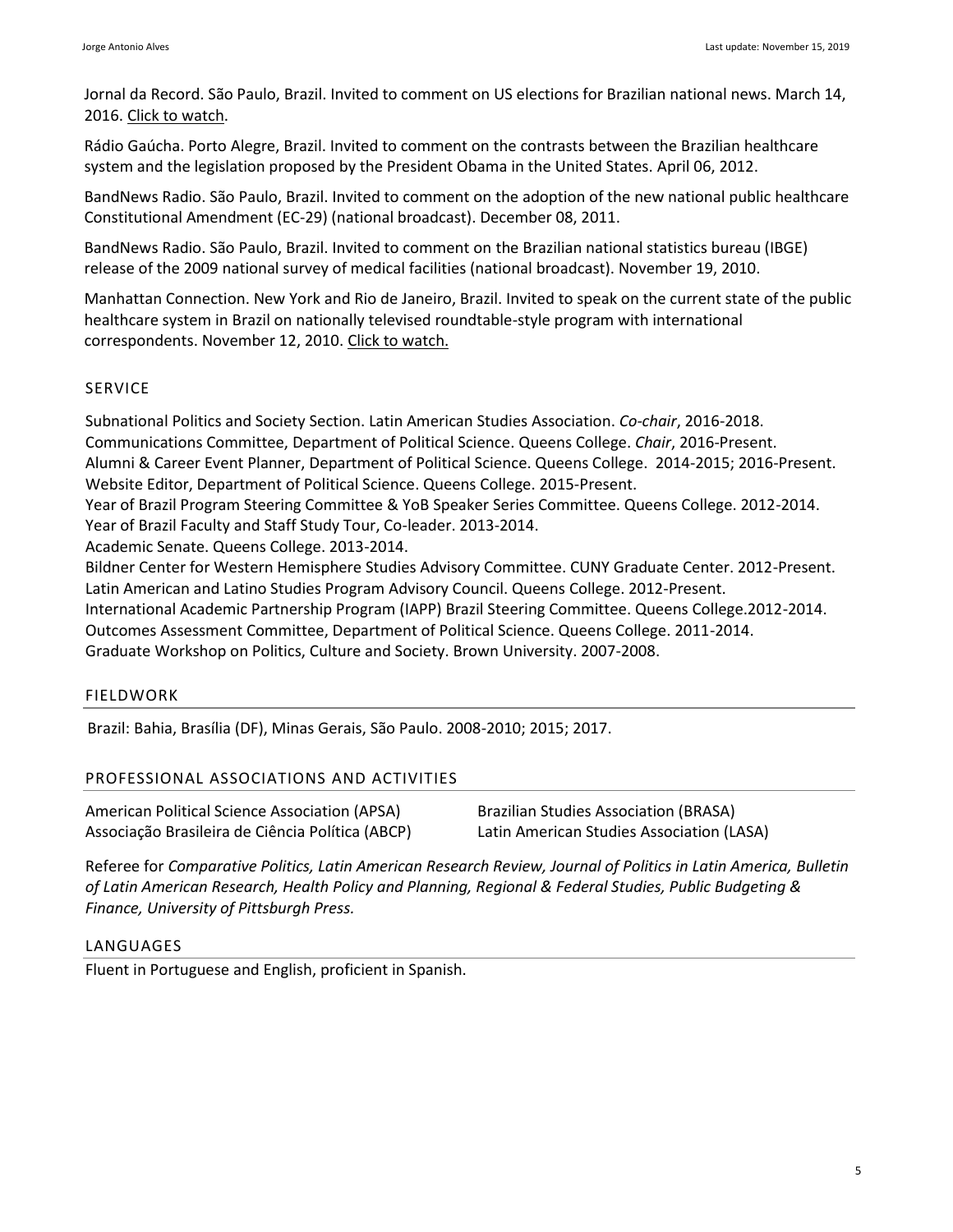Jornal da Record. São Paulo, Brazil. Invited to comment on US elections for Brazilian national news. March 14, 2016. Click to watch.

Rádio Gaúcha. Porto Alegre, Brazil. Invited to comment on the contrasts between the Brazilian healthcare system and the legislation proposed by the President Obama in the United States. April 06, 2012.

BandNews Radio. São Paulo, Brazil. Invited to comment on the adoption of the new national public healthcare Constitutional Amendment (EC-29) (national broadcast). December 08, 2011.

BandNews Radio. São Paulo, Brazil. Invited to comment on the Brazilian national statistics bureau (IBGE) release of the 2009 national survey of medical facilities (national broadcast). November 19, 2010.

Manhattan Connection. New York and Rio de Janeiro, Brazil. Invited to speak on the current state of the public healthcare system in Brazil on nationally televised roundtable-style program with international correspondents. November 12, 2010. Click to watch.

## SERVICE

Subnational Politics and Society Section. Latin American Studies Association. *Co-chair*, 2016-2018.
Communications Committee, Department of Political Science. Queens College. *Chair*, 2016-Present.
Alumni & Career Event Planner, Department of Political Science. Queens College. 2014-2015; 2016-Present.
Website Editor, Department of Political Science. Queens College. 2015-Present.
Year of Brazil Program Steering Committee & YoB Speaker Series Committee. Queens College. 2012-2014.
Year of Brazil Faculty and Staff Study Tour, Co-leader. 2013-2014.
Academic Senate. Queens College. 2013-2014.
Bildner Center for Western Hemisphere Studies Advisory Committee. CUNY Graduate Center. 2012-Present.
Latin American and Latino Studies Program Advisory Council. Queens College. 2012-Present.
International Academic Partnership Program (IAPP) Brazil Steering Committee. Queens College.2012-2014.
Outcomes Assessment Committee, Department of Political Science. Queens College. 2011-2014.
Graduate Workshop on Politics, Culture and Society. Brown University. 2007-2008.

## FIELDWORK

Brazil: Bahia, Brasília (DF), Minas Gerais, São Paulo. 2008-2010; 2015; 2017.

## PROFESSIONAL ASSOCIATIONS AND ACTIVITIES

American Political Science Association (APSA)
Associação Brasileira de Ciência Política (ABCP)
Brazilian Studies Association (BRASA)
Latin American Studies Association (LASA)

Referee for *Comparative Politics, Latin American Research Review, Journal of Politics in Latin America, Bulletin of Latin American Research, Health Policy and Planning, Regional & Federal Studies, Public Budgeting & Finance, University of Pittsburgh Press.*

## LANGUAGES

Fluent in Portuguese and English, proficient in Spanish.